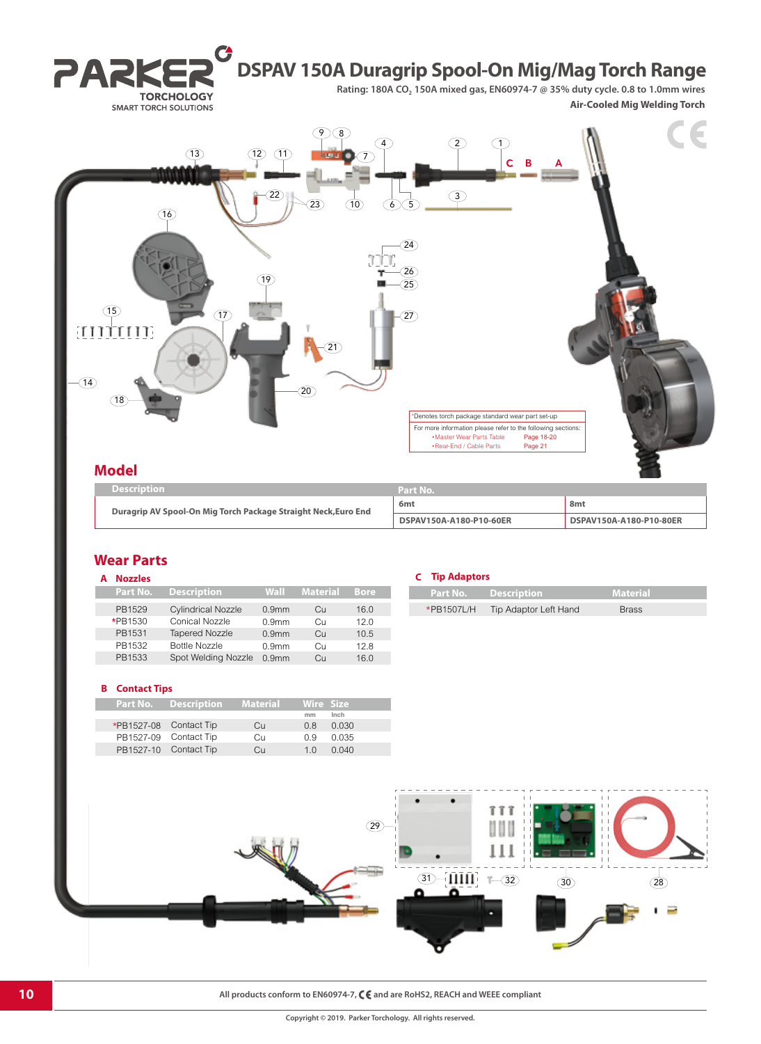# DSPAV 150A Duragrip Spool-On Mig/Mag Torch Range

Rating: 180A $CO_2$ 150A mixed gas, EN60974-7 @ 35% duty cycle. 0.8 to 1.0mm wires

**Air-Cooled Mig Welding Torch**

*Denotes torch package standard wear part set-up

For more information please refer to the following sections:
- Master Wear Parts Table — Page 18-20
- Rear-End / Cable Parts — Page 21

## Model

| Description | Part No. | |
|---|---|---|
| | 6mt | 8mt |
| Duragrip AV Spool-On Mig Torch Package Straight Neck,Euro End | DSPAV150A-A180-P10-60ER | DSPAV150A-A180-P10-80ER |

## Wear Parts

### A Nozzles

| Part No. | Description | Wall | Material | Bore |
|---|---|---|---|---|
| PB1529 | Cylindrical Nozzle | 0.9mm | Cu | 16.0 |
| *PB1530 | Conical Nozzle | 0.9mm | Cu | 12.0 |
| PB1531 | Tapered Nozzle | 0.9mm | Cu | 10.5 |
| PB1532 | Bottle Nozzle | 0.9mm | Cu | 12.8 |
| PB1533 | Spot Welding Nozzle | 0.9mm | Cu | 16.0 |

### B Contact Tips

| Part No. | Description | Material | Wire Size mm | Wire Size Inch |
|---|---|---|---|---|
| *PB1527-08 | Contact Tip | Cu | 0.8 | 0.030 |
| PB1527-09 | Contact Tip | Cu | 0.9 | 0.035 |
| PB1527-10 | Contact Tip | Cu | 1.0 | 0.040 |

### C Tip Adaptors

| Part No. | Description | Material |
|---|---|---|
| *PB1507L/H | Tip Adaptor Left Hand | Brass |

All products conform to EN60974-7, CE and are RoHS2, REACH and WEEE compliant

Copyright © 2019. Parker Torchology. All rights reserved.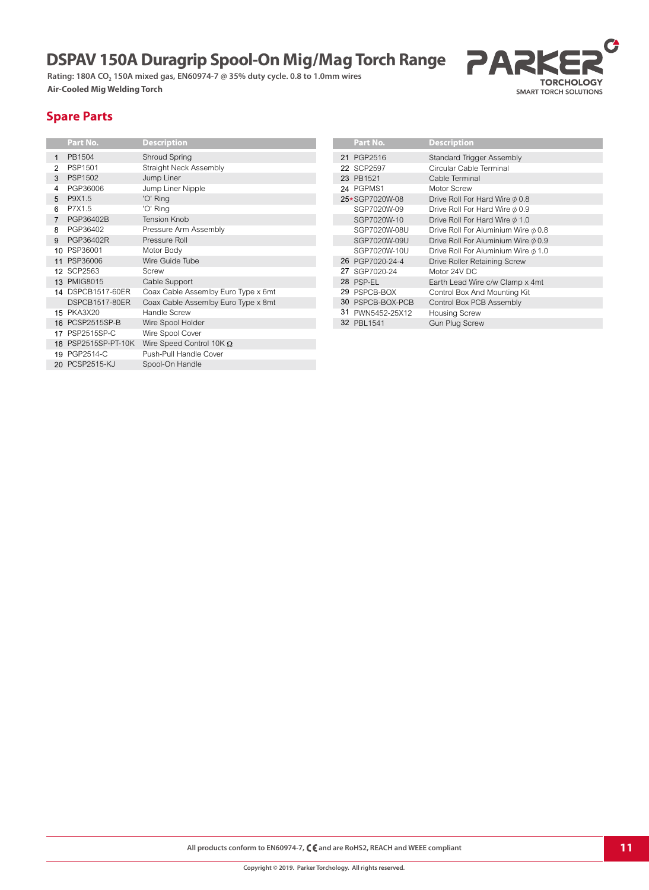# DSPAV 150A Duragrip Spool-On Mig/Mag Torch Range

**Rating: 180A $CO_2$ 150A mixed gas, EN60974-7 @ 35% duty cycle. 0.8 to 1.0mm wires**

**Air-Cooled Mig Welding Torch**

PARKER TORCHOLOGY SMART TORCH SOLUTIONS

## Spare Parts

| | Part No. | Description |
|---|---|---|
| 1 | PB1504 | Shroud Spring |
| 2 | PSP1501 | Straight Neck Assembly |
| 3 | PSP1502 | Jump Liner |
| 4 | PGP36006 | Jump Liner Nipple |
| 5 | P9X1.5 | 'O' Ring |
| 6 | P7X1.5 | 'O' Ring |
| 7 | PGP36402B | Tension Knob |
| 8 | PGP36402 | Pressure Arm Assembly |
| 9 | PGP36402R | Pressure Roll |
| 10 | PSP36001 | Motor Body |
| 11 | PSP36006 | Wire Guide Tube |
| 12 | SCP2563 | Screw |
| 13 | PMIG8015 | Cable Support |
| 14 | DSPCB1517-60ER | Coax Cable Assemlby Euro Type x 6mt |
| | DSPCB1517-80ER | Coax Cable Assemlby Euro Type x 8mt |
| 15 | PKA3X20 | Handle Screw |
| 16 | PCSP2515SP-B | Wire Spool Holder |
| 17 | PSP2515SP-C | Wire Spool Cover |
| 18 | PSP2515SP-PT-10K | Wire Speed Control 10K Ω |
| 19 | PGP2514-C | Push-Pull Handle Cover |
| 20 | PCSP2515-KJ | Spool-On Handle |

| | Part No. | Description |
|---|---|---|
| 21 | PGP2516 | Standard Trigger Assembly |
| 22 | SCP2597 | Circular Cable Terminal |
| 23 | PB1521 | Cable Terminal |
| 24 | PGPMS1 | Motor Screw |
| 25* | SGP7020W-08 | Drive Roll For Hard Wire ϕ 0.8 |
| | SGP7020W-09 | Drive Roll For Hard Wire ϕ 0.9 |
| | SGP7020W-10 | Drive Roll For Hard Wire ϕ 1.0 |
| | SGP7020W-08U | Drive Roll For Aluminium Wire ϕ 0.8 |
| | SGP7020W-09U | Drive Roll For Aluminium Wire ϕ 0.9 |
| | SGP7020W-10U | Drive Roll For Aluminium Wire ϕ 1.0 |
| 26 | PGP7020-24-4 | Drive Roller Retaining Screw |
| 27 | SGP7020-24 | Motor 24V DC |
| 28 | PSP-EL | Earth Lead Wire c/w Clamp x 4mt |
| 29 | PSPCB-BOX | Control Box And Mounting Kit |
| 30 | PSPCB-BOX-PCB | Control Box PCB Assembly |
| 31 | PWN5452-25X12 | Housing Screw |
| 32 | PBL1541 | Gun Plug Screw |

All products conform to EN60974-7, CE and are RoHS2, REACH and WEEE compliant

Copyright © 2019. Parker Torchology. All rights reserved.